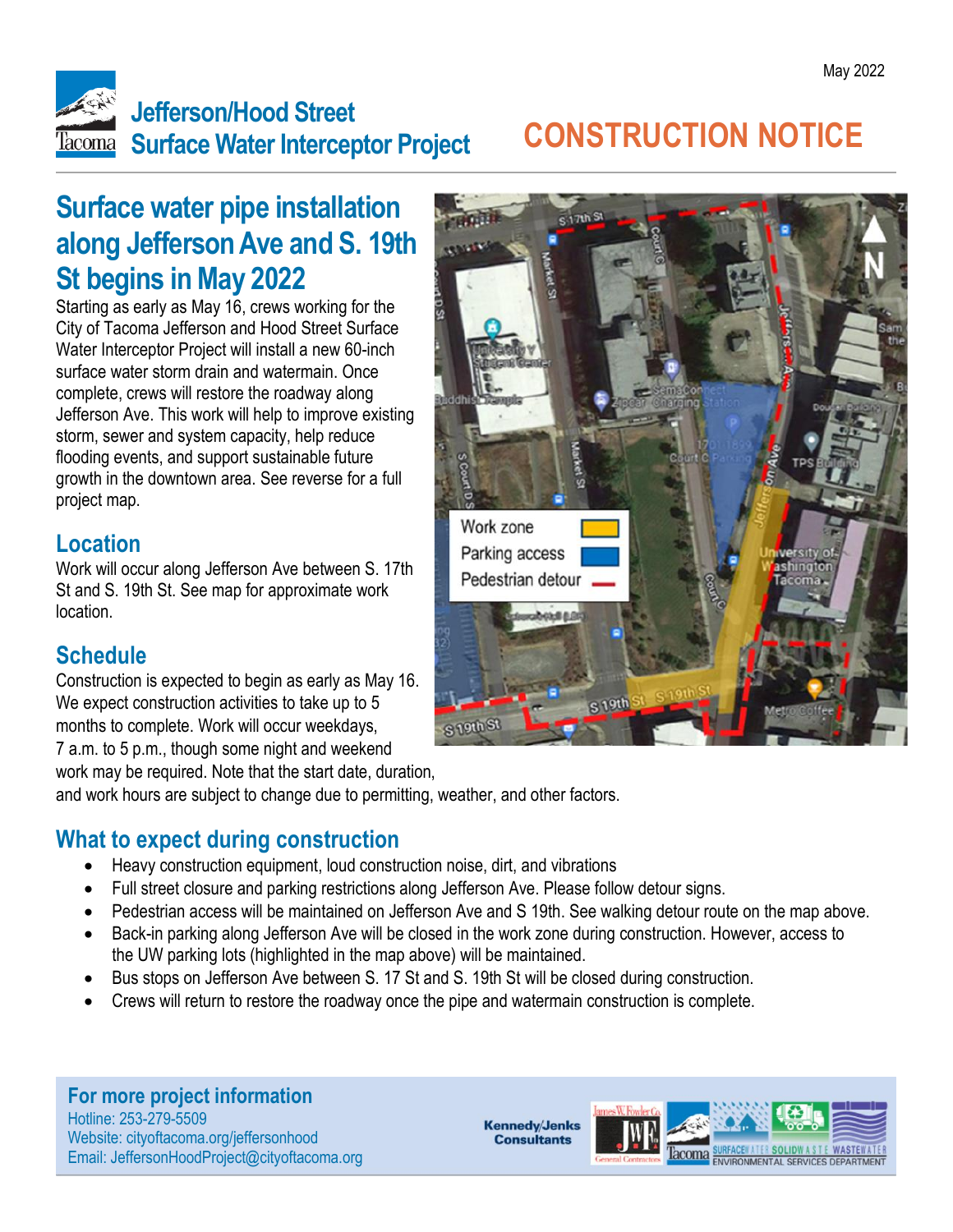May 2022

# Jefferson/Hood Street Surface Water Interceptor Project

# CONSTRUCTION NOTICE

## Surface water pipe installation along Jefferson Ave and S. 19th St begins in May 2022

Starting as early as May 16, crews working for the City of Tacoma Jefferson and Hood Street Surface Water Interceptor Project will install a new 60-inch surface water storm drain and watermain. Once complete, crews will restore the roadway along Jefferson Ave. This work will help to improve existing storm, sewer and system capacity, help reduce flooding events, and support sustainable future growth in the downtown area. See reverse for a full project map.

### Location

Work will occur along Jefferson Ave between S. 17th St and S. 19th St. See map for approximate work location.

### Schedule

Construction is expected to begin as early as May 16. We expect construction activities to take up to 5 months to complete. Work will occur weekdays, 7 a.m. to 5 p.m., though some night and weekend work may be required. Note that the start date, duration, and work hours are subject to change due to permitting, weather, and other factors.

Work zone | Parking access | Pedestrian detour

### What to expect during construction

- Heavy construction equipment, loud construction noise, dirt, and vibrations
- Full street closure and parking restrictions along Jefferson Ave. Please follow detour signs.
- Pedestrian access will be maintained on Jefferson Ave and S 19th. See walking detour route on the map above.
- Back-in parking along Jefferson Ave will be closed in the work zone during construction. However, access to the UW parking lots (highlighted in the map above) will be maintained.
- Bus stops on Jefferson Ave between S. 17 St and S. 19th St will be closed during construction.
- Crews will return to restore the roadway once the pipe and watermain construction is complete.

### For more project information

Hotline: 253-279-5509
Website: cityoftacoma.org/jeffersonhood
Email: JeffersonHoodProject@cityoftacoma.org

Kennedy/Jenks Consultants | James W. Fowler Co. General Contractors | Tacoma | Surface Water | Solid Waste | Wastewater | Environmental Services Department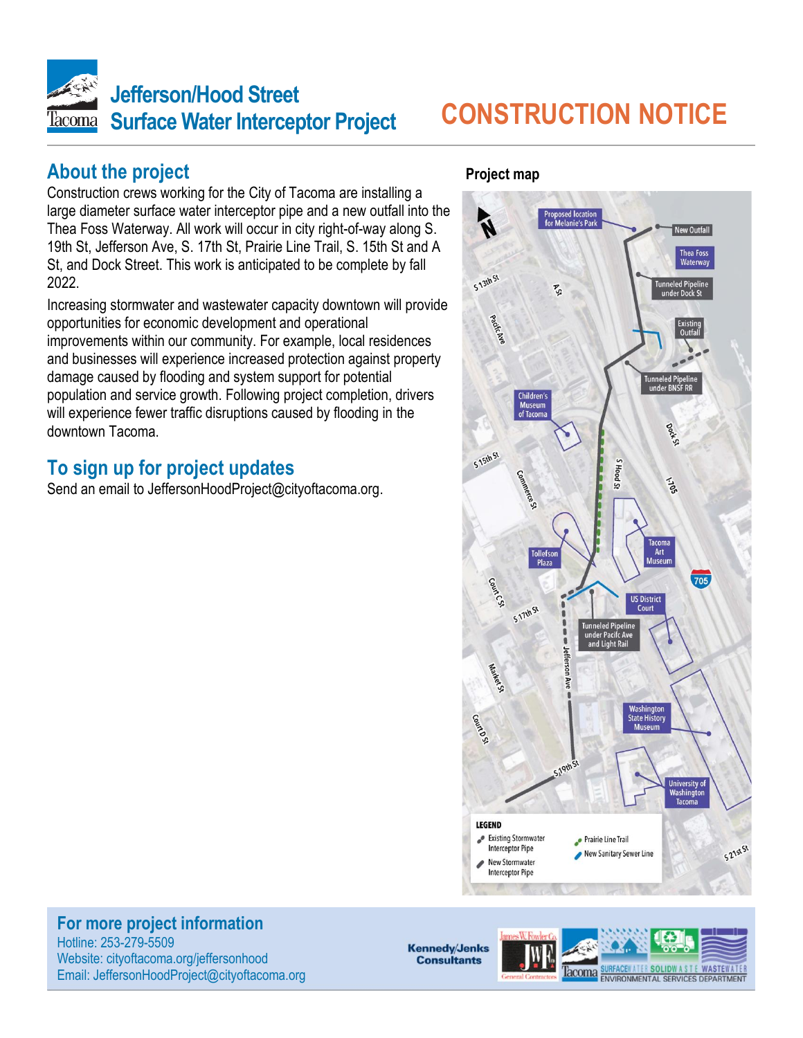# Jefferson/Hood Street Surface Water Interceptor Project

# CONSTRUCTION NOTICE

## About the project

Construction crews working for the City of Tacoma are installing a large diameter surface water interceptor pipe and a new outfall into the Thea Foss Waterway. All work will occur in city right-of-way along S. 19th St, Jefferson Ave, S. 17th St, Prairie Line Trail, S. 15th St and A St, and Dock Street. This work is anticipated to be complete by fall 2022.

Increasing stormwater and wastewater capacity downtown will provide opportunities for economic development and operational improvements within our community. For example, local residences and businesses will experience increased protection against property damage caused by flooding and system support for potential population and service growth. Following project completion, drivers will experience fewer traffic disruptions caused by flooding in the downtown Tacoma.

## To sign up for project updates

Send an email to JeffersonHoodProject@cityoftacoma.org.

**Project map**

Proposed location for Melanie's Park
New Outfall
Thea Foss Waterway
Tunneled Pipeline under Dock St
Existing Outfall
Tunneled Pipeline under BNSF RR
Children's Museum of Tacoma
Tollefson Plaza
Tacoma Art Museum
US District Court
Tunneled Pipeline under Pacifc Ave and Light Rail
Washington State History Museum
University of Washington Tacoma
S 13th St
A St
Pacific Ave
S 15th St
Commerce St
S Hood St
Dock St
I-705
705
Court C St
S 17th St
Jefferson Ave
Market St
Court D St
S 19th St
S 21st St

LEGEND
Existing Stormwater Interceptor Pipe
New Stormwater Interceptor Pipe
Prairie Line Trail
New Sanitary Sewer Line

## For more project information

Hotline: 253-279-5509
Website: cityoftacoma.org/jeffersonhood
Email: JeffersonHoodProject@cityoftacoma.org

Kennedy/Jenks Consultants
James W. Fowler Co. General Contractors
Tacoma
SURFACEWATER SOLIDWASTE WASTEWATER
ENVIRONMENTAL SERVICES DEPARTMENT